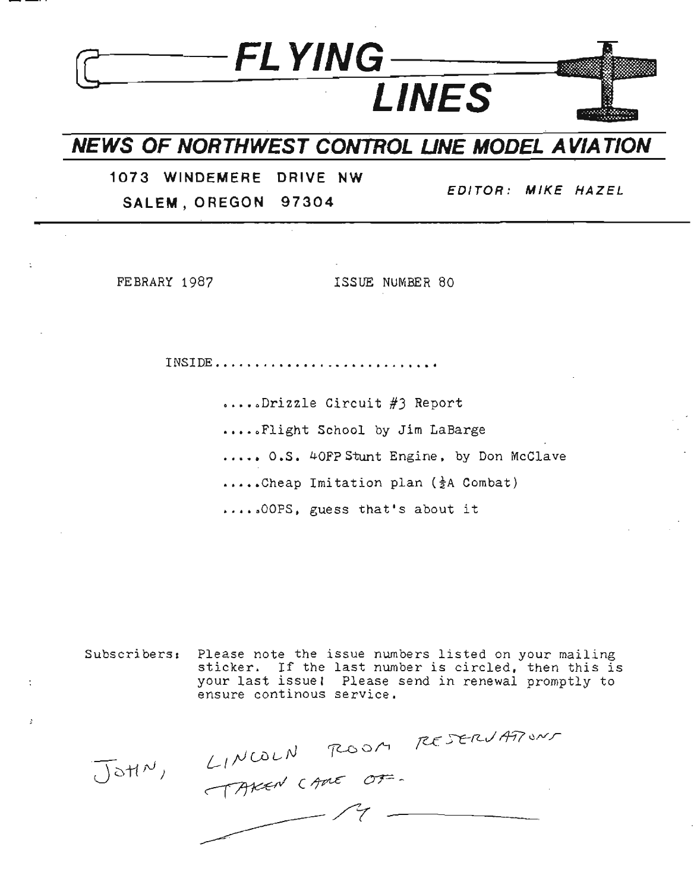# FLYING LINES

## NEWS OF NORTHWEST CONTROL LINE MODEL AVIATION

**1073 WINDEMERE DRIVE NW**
**SALEM, OREGON 97304**

*EDITOR: MIKE HAZEL*

FEBRARY 1987

ISSUE NUMBER 80

INSIDE..........................

.....Drizzle Circuit #3 Report

.....Flight School by Jim LaBarge

..... O.S. 40FP Stunt Engine, by Don McClave

.....Cheap Imitation plan (½A Combat)

.....OOPS, guess that's about it

Subscribers: Please note the issue numbers listed on your mailing sticker. If the last number is circled, then this is your last issue! Please send in renewal promptly to ensure continous service.

JOHN, LINCOLN ROOM RESERVATIONS TAKEN CARE OF. — M —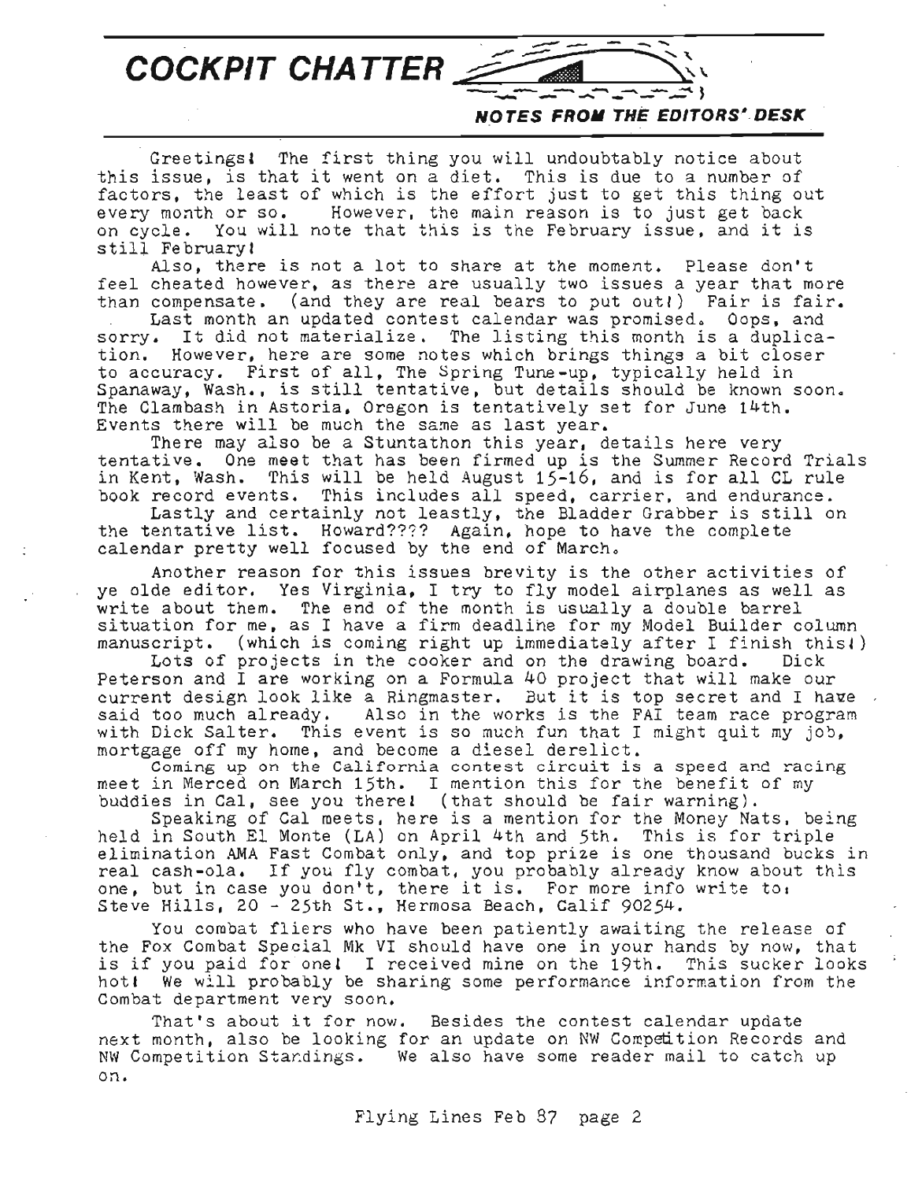# COCKPIT CHATTER

***NOTES FROM THE EDITORS' DESK***

Greetings! The first thing you will undoubtably notice about this issue, is that it went on a diet. This is due to a number of factors, the least of which is the effort just to get this thing out every month or so. However, the main reason is to just get back on cycle. You will note that this is the February issue, and it is still February!

Also, there is not a lot to share at the moment. Please don't feel cheated however, as there are usually two issues a year that more than compensate. (and they are real bears to put out!) Fair is fair.

Last month an updated contest calendar was promised. Oops, and sorry. It did not materialize. The listing this month is a duplication. However, here are some notes which brings things a bit closer to accuracy. First of all, The Spring Tune-up, typically held in Spanaway, Wash., is still tentative, but details should be known soon. The Clambash in Astoria, Oregon is tentatively set for June 14th. Events there will be much the same as last year.

There may also be a Stuntathon this year, details here very tentative. One meet that has been firmed up is the Summer Record Trials in Kent, Wash. This will be held August 15-16, and is for all CL rule book record events. This includes all speed, carrier, and endurance.

Lastly and certainly not leastly, the Bladder Grabber is still on the tentative list. Howard???? Again, hope to have the complete calendar pretty well focused by the end of March.

Another reason for this issues brevity is the other activities of ye olde editor. Yes Virginia, I try to fly model airplanes as well as write about them. The end of the month is usually a double barrel situation for me, as I have a firm deadline for my Model Builder column manuscript. (which is coming right up immediately after I finish this!)

Lots of projects in the cooker and on the drawing board. Dick Peterson and I are working on a Formula 40 project that will make our current design look like a Ringmaster. But it is top secret and I have said too much already. Also in the works is the FAI team race program with Dick Salter. This event is so much fun that I might quit my job, mortgage off my home, and become a diesel derelict.

Coming up on the California contest circuit is a speed and racing meet in Merced on March 15th. I mention this for the benefit of my buddies in Cal, see you there! (that should be fair warning).

Speaking of Cal meets, here is a mention for the Money Nats, being held in South El Monte (LA) on April 4th and 5th. This is for triple elimination AMA Fast Combat only, and top prize is one thousand bucks in real cash-ola. If you fly combat, you probably already know about this one, but in case you don't, there it is. For more info write to: Steve Hills, 20 - 25th St., Hermosa Beach, Calif 90254.

You combat fliers who have been patiently awaiting the release of the Fox Combat Special Mk VI should have one in your hands by now, that is if you paid for one! I received mine on the 19th. This sucker looks hot! We will probably be sharing some performance information from the Combat department very soon.

That's about it for now. Besides the contest calendar update next month, also be looking for an update on NW Competition Records and NW Competition Standings. We also have some reader mail to catch up on.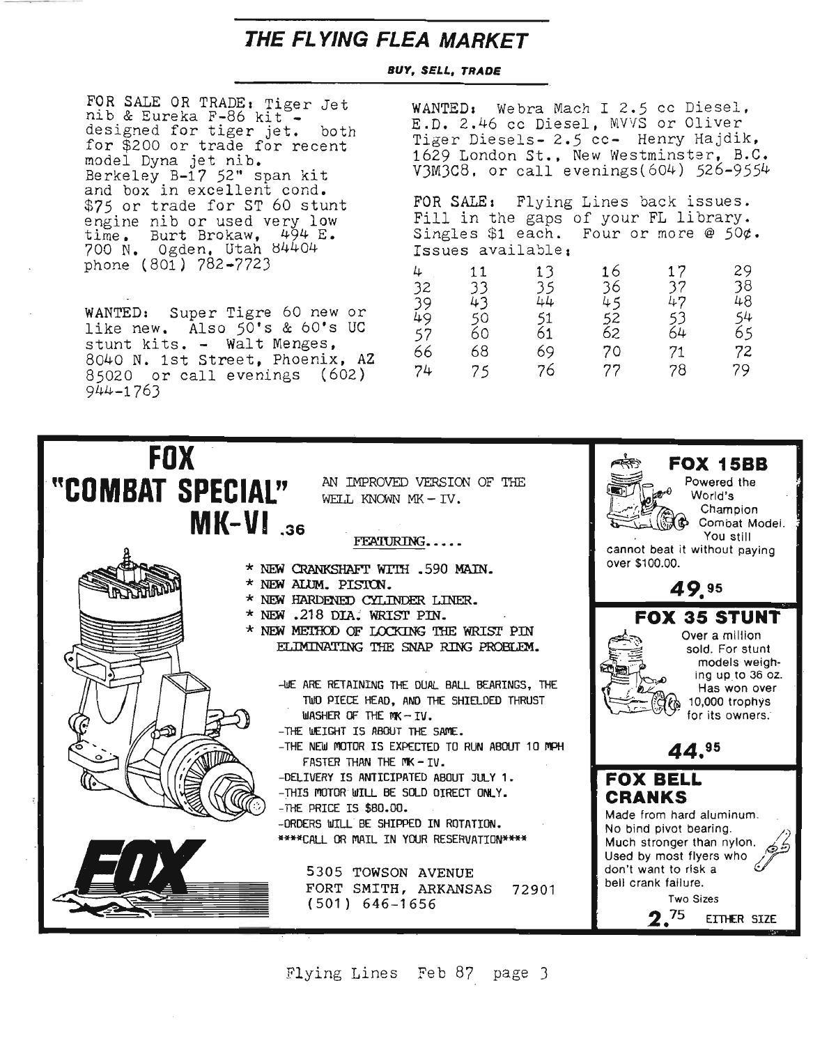# THE FLYING FLEA MARKET

***BUY, SELL, TRADE***

FOR SALE OR TRADE: Tiger Jet nib & Eureka F-86 kit - designed for tiger jet. both for $200 or trade for recent model Dyna jet nib. Berkeley B-17 52" span kit and box in excellent cond. $75 or trade for ST 60 stunt engine nib or used very low time. Burt Brokaw, 494 E. 700 N. Ogden, Utah 84404 phone (801) 782-7723

WANTED: Super Tigre 60 new or like new. Also 50's & 60's UC stunt kits. - Walt Menges, 8040 N. 1st Street, Phoenix, AZ 85020 or call evenings (602) 944-1763

WANTED: Webra Mach I 2.5 cc Diesel, E.D. 2.46 cc Diesel, MVVS or Oliver Tiger Diesels- 2.5 cc- Henry Hajdik, 1629 London St., New Westminster, B.C. V3M3C8. or call evenings(604) 526-9554

FOR SALE: Flying Lines back issues. Fill in the gaps of your FL library. Singles $1 each. Four or more @ 50¢. Issues available:

| | | | | | |
|---|---|---|---|---|---|
| 4 | 11 | 13 | 16 | 17 | 29 |
| 32 | 33 | 35 | 36 | 37 | 38 |
| 39 | 43 | 44 | 45 | 47 | 48 |
| 49 | 50 | 51 | 52 | 53 | 54 |
| 57 | 60 | 61 | 62 | 64 | 65 |
| 66 | 68 | 69 | 70 | 71 | 72 |
| 74 | 75 | 76 | 77 | 78 | 79 |

## FOX "COMBAT SPECIAL" MK-VI .36

AN IMPROVED VERSION OF THE WELL KNOWN MK - IV.

FEATURING.....

* NEW CRANKSHAFT WITH .590 MAIN.
* NEW ALUM. PISTON.
* NEW HARDENED CYLINDER LINER.
* NEW .218 DIA. WRIST PIN.
* NEW METHOD OF LOCKING THE WRIST PIN ELIMINATING THE SNAP RING PROBLEM.

-WE ARE RETAINING THE DUAL BALL BEARINGS, THE TWO PIECE HEAD, AND THE SHIELDED THRUST WASHER OF THE MK - IV.
-THE WEIGHT IS ABOUT THE SAME.
-THE NEW MOTOR IS EXPECTED TO RUN ABOUT 10 MPH FASTER THAN THE MK - IV.
-DELIVERY IS ANTICIPATED ABOUT JULY 1.
-THIS MOTOR WILL BE SOLD DIRECT ONLY.
-THE PRICE IS $80.00.
-ORDERS WILL BE SHIPPED IN ROTATION.
****CALL OR MAIL IN YOUR RESERVATION****

FOX

5305 TOWSON AVENUE
FORT SMITH, ARKANSAS 72901
(501) 646-1656

### FOX 15BB

Powered the World's Champion Combat Model. You still cannot beat it without paying over $100.00.

**49.95**

### FOX 35 STUNT

Over a million sold. For stunt models weighing up to 36 oz. Has won over 10,000 trophys for its owners.

**44.95**

### FOX BELL CRANKS

Made from hard aluminum. No bind pivot bearing. Much stronger than nylon. Used by most flyers who don't want to risk a bell crank failure.

Two Sizes

**2.75** EITHER SIZE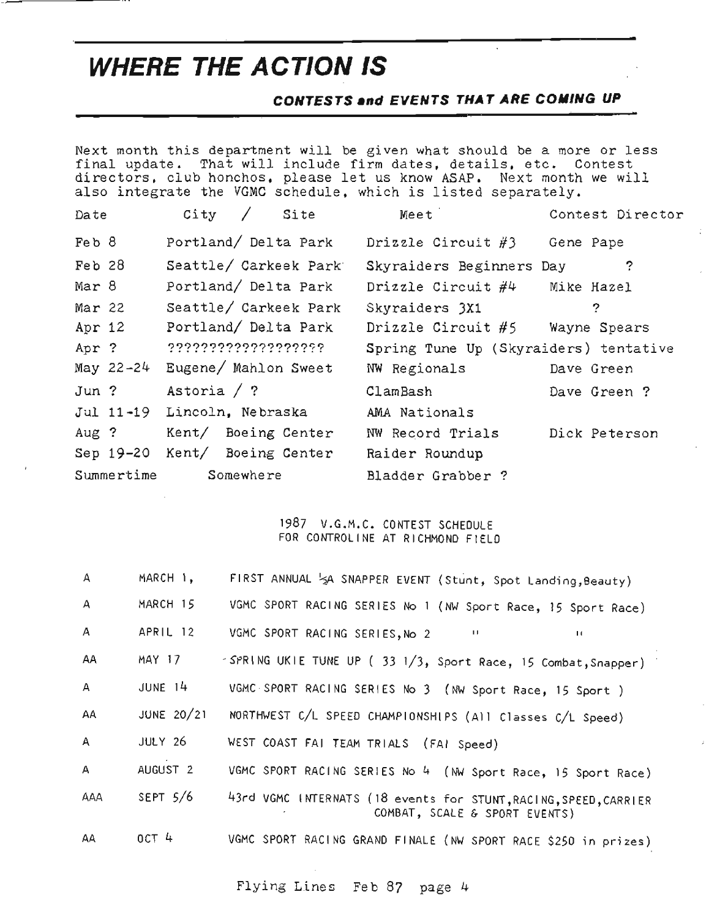# WHERE THE ACTION IS

### CONTESTS and EVENTS THAT ARE COMING UP

Next month this department will be given what should be a more or less final update. That will include firm dates, details, etc. Contest directors, club honchos, please let us know ASAP. Next month we will also integrate the VGMC schedule, which is listed separately.

| Date | City / Site | Meet | Contest Director |
|---|---|---|---|
| Feb 8 | Portland/ Delta Park | Drizzle Circuit #3 | Gene Pape |
| Feb 28 | Seattle/ Carkeek Park | Skyraiders Beginners Day | ? |
| Mar 8 | Portland/ Delta Park | Drizzle Circuit #4 | Mike Hazel |
| Mar 22 | Seattle/ Carkeek Park | Skyraiders 3X1 | ? |
| Apr 12 | Portland/ Delta Park | Drizzle Circuit #5 | Wayne Spears |
| Apr ? | ??????????????????? | Spring Tune Up (Skyraiders) tentative | |
| May 22-24 | Eugene/ Mahlon Sweet | NW Regionals | Dave Green |
| Jun ? | Astoria / ? | ClamBash | Dave Green ? |
| Jul 11-19 | Lincoln, Nebraska | AMA Nationals | |
| Aug ? | Kent/ Boeing Center | NW Record Trials | Dick Peterson |
| Sep 19-20 | Kent/ Boeing Center | Raider Roundup | |
| Summertime | Somewhere | Bladder Grabber ? | |

1987 V.G.M.C. CONTEST SCHEDULE
FOR CONTROLINE AT RICHMOND FIELD

| | | |
|---|---|---|
| A | MARCH 1, | FIRST ANNUAL ½A SNAPPER EVENT (Stunt, Spot Landing, Beauty) |
| A | MARCH 15 | VGMC SPORT RACING SERIES No 1 (NW Sport Race, 15 Sport Race) |
| A | APRIL 12 | VGMC SPORT RACING SERIES, No 2 " " |
| AA | MAY 17 | SPRING UKIE TUNE UP ( 33 1/3, Sport Race, 15 Combat, Snapper) |
| A | JUNE 14 | VGMC SPORT RACING SERIES No 3 (NW Sport Race, 15 Sport ) |
| AA | JUNE 20/21 | NORTHWEST C/L SPEED CHAMPIONSHIPS (All Classes C/L Speed) |
| A | JULY 26 | WEST COAST FAI TEAM TRIALS (FAI Speed) |
| A | AUGUST 2 | VGMC SPORT RACING SERIES No 4 (NW Sport Race, 15 Sport Race) |
| AAA | SEPT 5/6 | 43rd VGMC INTERNATS (18 events for STUNT, RACING, SPEED, CARRIER COMBAT, SCALE & SPORT EVENTS) |
| AA | OCT 4 | VGMC SPORT RACING GRAND FINALE (NW SPORT RACE $250 in prizes) |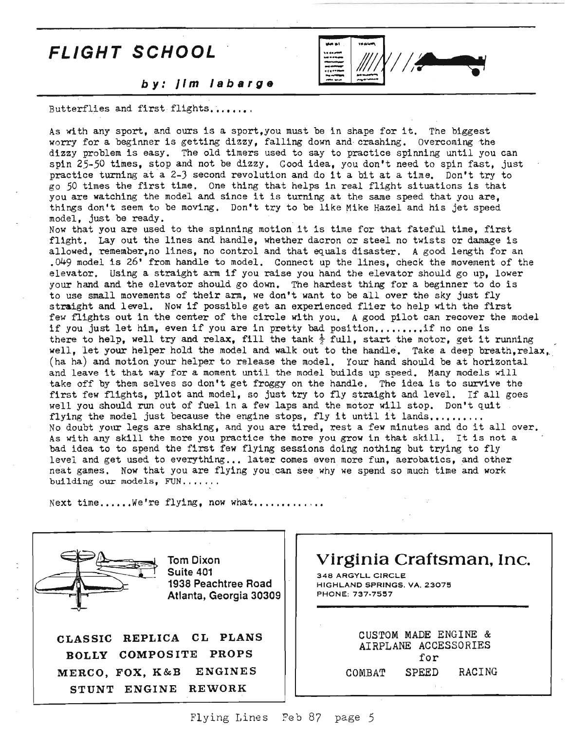# FLIGHT SCHOOL

***by: Jim labarge***

Butterflies and first flights.......

As with any sport, and ours is a sport,you must be in shape for it. The biggest worry for a beginner is getting dizzy, falling down and crashing. Overcoming the dizzy problem is easy. The old timers used to say to practice spinning until you can spin 25-50 times, stop and not be dizzy. Good idea, you don't need to spin fast, just practice turning at a 2-3 second revolution and do it a bit at a time. Don't try to go 50 times the first time. One thing that helps in real flight situations is that you are watching the model and since it is turning at the same speed that you are, things don't seem to be moving. Don't try to be like Mike Hazel and his jet speed model, just be ready.

Now that you are used to the spinning motion it is time for that fateful time, first flight. Lay out the lines and handle, whether dacron or steel no twists or damage is allowed, remember,no lines, no control and that equals disaster. A good length for an .049 model is 26' from handle to model. Connect up the lines, check the movement of the elevator. Using a straight arm if you raise you hand the elevator should go up, lower your hand and the elevator should go down. The hardest thing for a beginner to do is to use small movements of their arm, we don't want to be all over the sky just fly straight and level. Now if possible get an experienced flier to help with the first few flights out in the center of the circle with you. A good pilot can recover the model if you just let him, even if you are in pretty bad position........if no one is there to help, well try and relax, fill the tank ½ full, start the motor, get it running well, let your helper hold the model and walk out to the handle. Take a deep breath,relax, (ha ha) and motion your helper to release the model. Your hand should be at horizontal and leave it that way for a moment until the model builds up speed. Many models will take off by them selves so don't get froggy on the handle. The idea is to survive the first few flights, pilot and model, so just try to fly straight and level. If all goes well you should run out of fuel in a few laps and the motor will stop. Don't quit flying the model just because the engine stops, fly it until it lands.........

No doubt your legs are shaking, and you are tired, rest a few minutes and do it all over. As with any skill the more you practice the more you grow in that skill. It is not a bad idea to to spend the first few flying sessions doing nothing but trying to fly level and get used to everything... later comes even more fun, aerobatics, and other neat games. Now that you are flying you can see why we spend so much time and work building our models, FUN.......

Next time......We're flying, now what............

---

Tom Dixon
Suite 401
1938 Peachtree Road
Atlanta, Georgia 30309

**CLASSIC REPLICA CL PLANS**
**BOLLY COMPOSITE PROPS**
**MERCO, FOX, K&B ENGINES**
**STUNT ENGINE REWORK**

---

## Virginia Craftsman, Inc.

348 ARGYLL CIRCLE
HIGHLAND SPRINGS, VA. 23075
PHONE: 737-7557

CUSTOM MADE ENGINE &
AIRPLANE ACCESSORIES
for
COMBAT SPEED RACING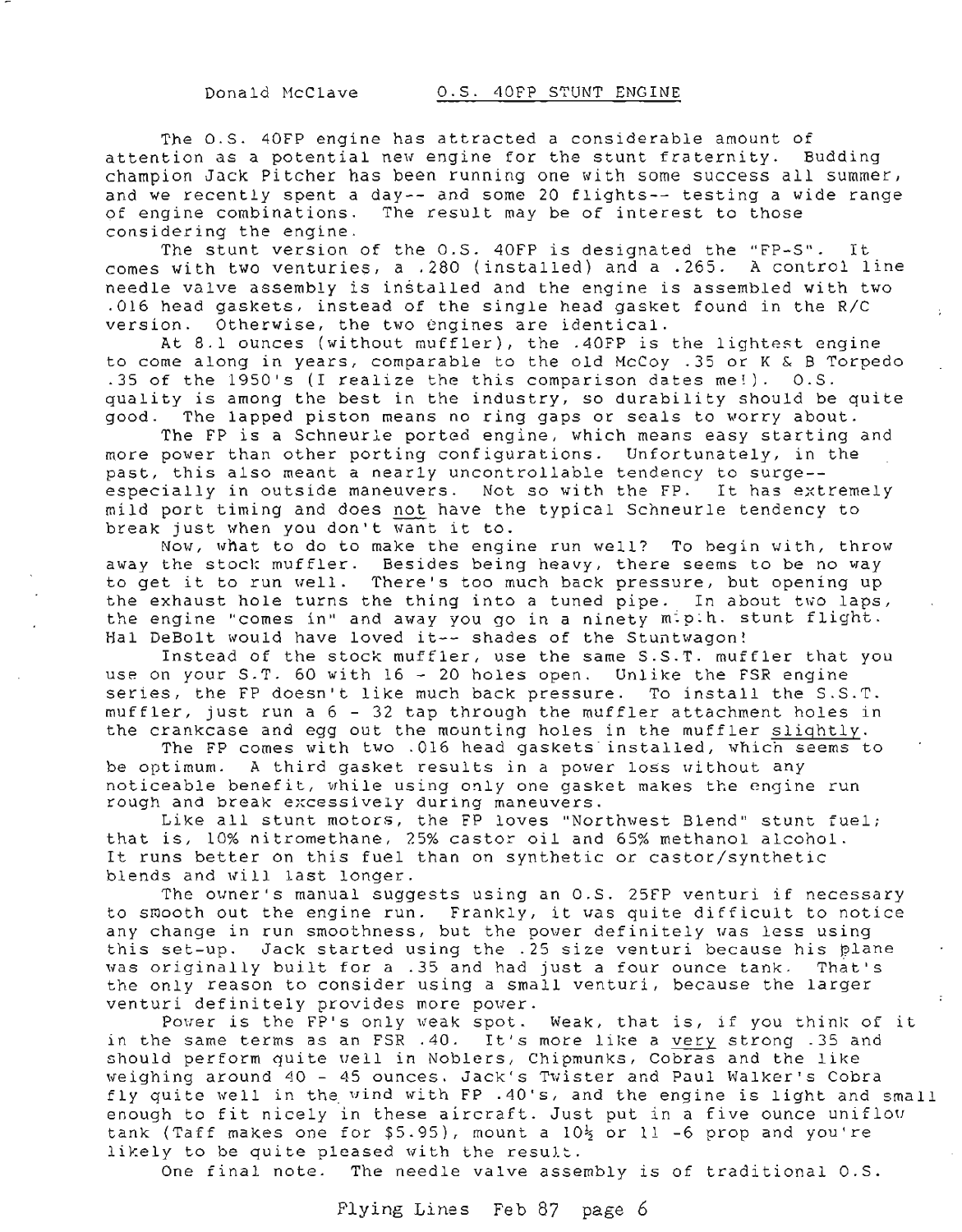Donald McClave

## O.S. 40FP STUNT ENGINE

The O.S. 40FP engine has attracted a considerable amount of attention as a potential new engine for the stunt fraternity. Budding champion Jack Pitcher has been running one with some success all summer, and we recently spent a day-- and some 20 flights-- testing a wide range of engine combinations. The result may be of interest to those considering the engine.

The stunt version of the O.S. 40FP is designated the "FP-S". It comes with two venturies, a .280 (installed) and a .265. A control line needle valve assembly is installed and the engine is assembled with two .016 head gaskets, instead of the single head gasket found in the R/C version. Otherwise, the two engines are identical.

At 8.1 ounces (without muffler), the .40FP is the lightest engine to come along in years, comparable to the old McCoy .35 or K & B Torpedo .35 of the 1950's (I realize the this comparison dates me!). O.S. quality is among the best in the industry, so durability should be quite good. The lapped piston means no ring gaps or seals to worry about.

The FP is a Schneurle ported engine, which means easy starting and more power than other porting configurations. Unfortunately, in the past, this also meant a nearly uncontrollable tendency to surge-- especially in outside maneuvers. Not so with the FP. It has extremely mild port timing and does <u>not</u> have the typical Schneurle tendency to break just when you don't want it to.

Now, what to do to make the engine run well? To begin with, throw away the stock muffler. Besides being heavy, there seems to be no way to get it to run well. There's too much back pressure, but opening up the exhaust hole turns the thing into a tuned pipe. In about two laps, the engine "comes in" and away you go in a ninety m.p.h. stunt flight. Hal DeBolt would have loved it-- shades of the Stuntwagon!

Instead of the stock muffler, use the same S.S.T. muffler that you use on your S.T. 60 with 16 - 20 holes open. Unlike the FSR engine series, the FP doesn't like much back pressure. To install the S.S.T. muffler, just run a 6 - 32 tap through the muffler attachment holes in the crankcase and egg out the mounting holes in the muffler <u>slightly</u>.

The FP comes with two .016 head gaskets installed, which seems to be optimum. A third gasket results in a power loss without any noticeable benefit, while using only one gasket makes the engine run rough and break excessively during maneuvers.

Like all stunt motors, the FP loves "Northwest Blend" stunt fuel; that is, 10% nitromethane, 25% castor oil and 65% methanol alcohol. It runs better on this fuel than on synthetic or castor/synthetic blends and will last longer.

The owner's manual suggests using an O.S. 25FP venturi if necessary to smooth out the engine run. Frankly, it was quite difficult to notice any change in run smoothness, but the power definitely was less using this set-up. Jack started using the .25 size venturi because his plane was originally built for a .35 and had just a four ounce tank. That's the only reason to consider using a small venturi, because the larger venturi definitely provides more power.

Power is the FP's only weak spot. Weak, that is, if you think of it in the same terms as an FSR .40. It's more like a <u>very</u> strong .35 and should perform quite well in Noblers, Chipmunks, Cobras and the like weighing around 40 - 45 ounces. Jack's Twister and Paul Walker's Cobra fly quite well in the wind with FP .40's, and the engine is light and small enough to fit nicely in these aircraft. Just put in a five ounce uniflow tank (Taff makes one for $5.95), mount a 10½ or 11 -6 prop and you're likely to be quite pleased with the result.

One final note. The needle valve assembly is of traditional O.S.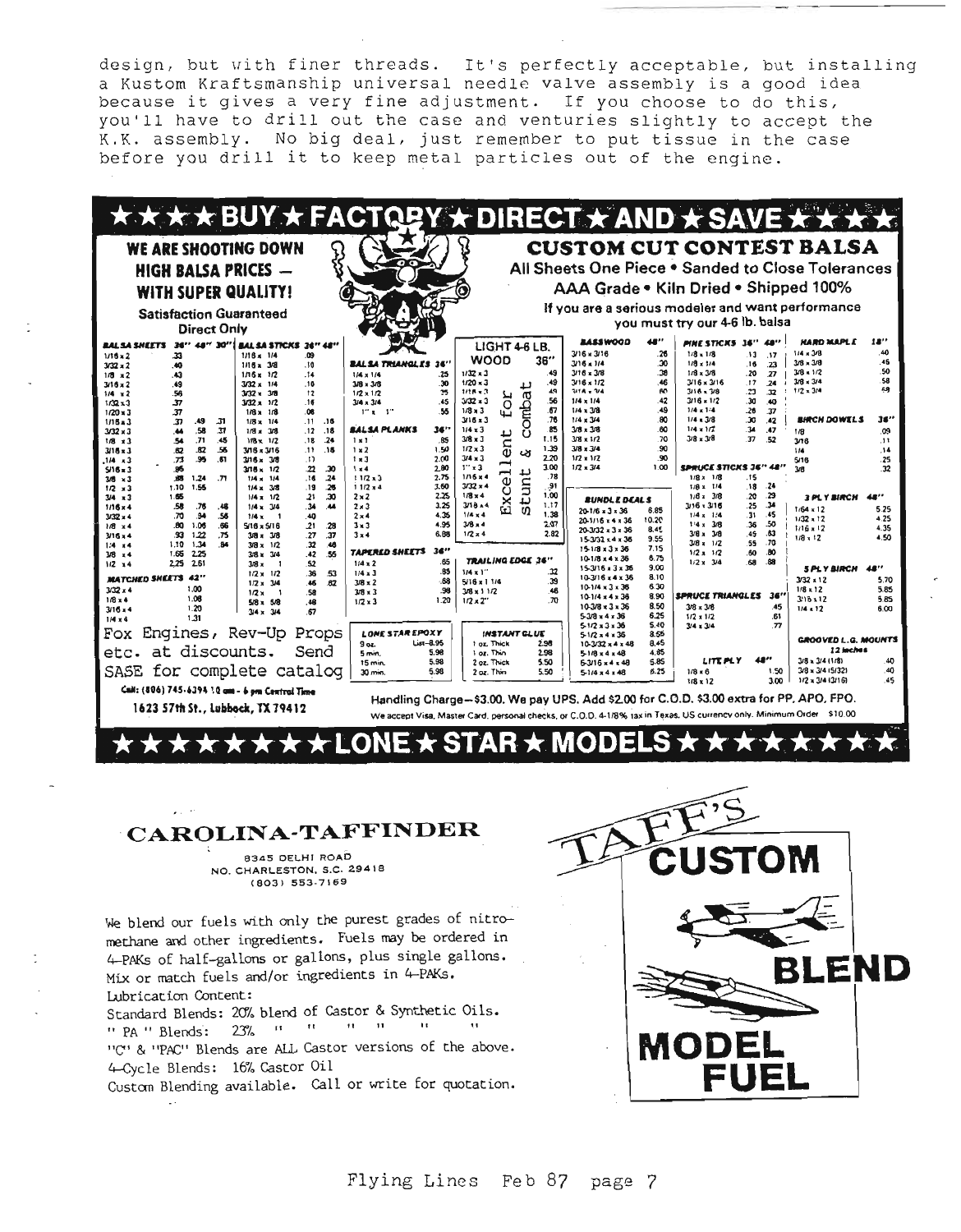design, but with finer threads. It's perfectly acceptable, but installing a Kustom Kraftsmanship universal needle valve assembly is a good idea because it gives a very fine adjustment. If you choose to do this, you'll have to drill out the case and venturies slightly to accept the K.K. assembly. No big deal, just remember to put tissue in the case before you drill it to keep metal particles out of the engine.

# ★★★★ BUY ★ FACTORY ★ DIRECT ★ AND ★ SAVE ★★★★

**WE ARE SHOOTING DOWN HIGH BALSA PRICES — WITH SUPER QUALITY!**

Satisfaction Guaranteed

Direct Only

## CUSTOM CUT CONTEST BALSA

All Sheets One Piece • Sanded to Close Tolerances

AAA Grade • Kiln Dried • Shipped 100%

If you are a serious modeler and want performance you must try our 4-6 lb. balsa

| BALSA SHEETS | 36" | 48" | 30" |
|---|---|---|---|
| 1/16 x 2 | .33 | | |
| 3/32 x 2 | .40 | | |
| 1/8 x 2 | .43 | | |
| 3/16 x 2 | .49 | | |
| 1/4 x 2 | .56 | | |
| 1/32 x 3 | .37 | | |
| 1/20 x 3 | .37 | | |
| 1/16 x 3 | .37 | .49 | .31 |
| 3/32 x 3 | .44 | .58 | .37 |
| 1/8 x 3 | .54 | .71 | .45 |
| 3/16 x 3 | .62 | .82 | .56 |
| 1/4 x 3 | .73 | .95 | .61 |
| 5/16 x 3 | .95 | | |
| 3/8 x 3 | .88 | 1.24 | .71 |
| 1/2 x 3 | 1.10 | 1.55 | |
| 3/4 x 3 | 1.65 | | |
| 1/16 x 4 | .58 | .76 | .48 |
| 3/32 x 4 | .70 | .94 | .56 |
| 1/8 x 4 | .80 | 1.06 | .66 |
| 3/16 x 4 | .93 | 1.22 | .75 |
| 1/4 x 4 | 1.10 | 1.34 | .84 |
| 3/8 x 4 | 1.65 | 2.25 | |
| 1/2 x 4 | 2.25 | 2.61 | |

| MATCHED SHEETS | 42" |
|---|---|
| 3/32 x 4 | 1.00 |
| 1/8 x 4 | 1.08 |
| 3/16 x 4 | 1.20 |
| 1/4 x 4 | 1.31 |

| BALSA STICKS | 36" | 48" |
|---|---|---|
| 1/16 x 1/4 | .09 | |
| 1/16 x 3/8 | .10 | |
| 1/16 x 1/2 | .14 | |
| 3/32 x 1/4 | .10 | |
| 3/32 x 3/8 | .12 | |
| 3/32 x 1/2 | .16 | |
| 1/8 x 1/8 | .08 | |
| 1/8 x 1/4 | .11 | .16 |
| 1/8 x 3/8 | .12 | .18 |
| 1/8 x 1/2 | .18 | .24 |
| 3/16 x 3/16 | .11 | .16 |
| 3/16 x 3/8 | .17 | |
| 3/16 x 1/2 | .22 | .30 |
| 1/4 x 1/4 | .16 | .24 |
| 1/4 x 3/8 | .19 | .26 |
| 1/4 x 1/2 | .21 | .30 |
| 1/4 x 3/4 | .34 | .44 |
| 1/4 x 1 | .40 | |
| 5/16 x 5/16 | .21 | .28 |
| 3/8 x 3/8 | .27 | .37 |
| 3/8 x 1/2 | .32 | .46 |
| 3/8 x 3/4 | .42 | .55 |
| 3/8 x 1 | .52 | |
| 1/2 x 1/2 | .36 | .53 |
| 1/2 x 3/4 | .46 | .62 |
| 1/2 x 1 | .58 | |
| 5/8 x 5/8 | .48 | |
| 3/4 x 3/4 | .67 | |

| BALSA TRIANGLES | 36" |
|---|---|
| 1/4 x 1/4 | .25 |
| 3/8 x 3/8 | .30 |
| 1/2 x 1/2 | .35 |
| 3/4 x 3/4 | .45 |
| 1" x 1" | .55 |

| BALSA PLANKS | 36" |
|---|---|
| 1 x 1 | .85 |
| 1 x 2 | 1.50 |
| 1 x 3 | 2.00 |
| 1 x 4 | 2.80 |
| 1 1/2 x 3 | 2.75 |
| 1 1/2 x 4 | 3.60 |
| 2 x 2 | 2.25 |
| 2 x 3 | 3.25 |
| 2 x 4 | 4.35 |
| 3 x 3 | 4.95 |
| 3 x 4 | 6.88 |

| TAPERED SHEETS | 36" |
|---|---|
| 1/4 x 2 | .65 |
| 1/4 x 3 | .85 |
| 3/8 x 2 | .68 |
| 3/8 x 3 | .98 |
| 1/2 x 3 | 1.20 |

| LIGHT 4-6 LB. WOOD (Excellent for stunt & combat) | 36" |
|---|---|
| 1/32 x 3 | .49 |
| 1/20 x 3 | .49 |
| 1/16 x 3 | .49 |
| 3/32 x 3 | .56 |
| 1/8 x 3 | .67 |
| 3/16 x 3 | .76 |
| 1/4 x 3 | .85 |
| 3/8 x 3 | 1.15 |
| 1/2 x 3 | 1.39 |
| 3/4 x 3 | 2.20 |
| 1" x 3 | 3.00 |
| 1/16 x 4 | .78 |
| 3/32 x 4 | .91 |
| 1/8 x 4 | 1.00 |
| 3/16 x 4 | 1.17 |
| 1/4 x 4 | 1.38 |
| 3/8 x 4 | 2.07 |
| 1/2 x 4 | 2.82 |

| TRAILING EDGE | 36" |
|---|---|
| 1/4 x 1" | .32 |
| 5/16 x 1 1/4 | .39 |
| 3/8 x 1 1/2 | .46 |
| 1/2 x 2" | .70 |

| BASSWOOD | 48" |
|---|---|
| 3/16 x 3/16 | .26 |
| 3/16 x 1/4 | .30 |
| 3/16 x 3/8 | .38 |
| 3/16 x 1/2 | .46 |
| 3/16 x 3/4 | .60 |
| 1/4 x 1/4 | .42 |
| 1/4 x 3/8 | .49 |
| 1/4 x 3/4 | .80 |
| 3/8 x 3/8 | .60 |
| 3/8 x 1/2 | .70 |
| 3/8 x 3/4 | .90 |
| 1/2 x 1/2 | .90 |
| 1/2 x 3/4 | 1.00 |

| BUNDLE DEALS | |
|---|---|
| 20-1/16 x 3 x 36 | 6.85 |
| 20-1/16 x 4 x 36 | 10.20 |
| 20-3/32 x 3 x 36 | 8.45 |
| 15-3/32 x 4 x 36 | 9.55 |
| 15-1/8 x 3 x 36 | 7.15 |
| 10-1/8 x 4 x 36 | 6.75 |
| 15-3/16 x 3 x 36 | 9.00 |
| 10-3/16 x 4 x 36 | 8.10 |
| 10-1/4 x 3 x 36 | 6.30 |
| 10-1/4 x 4 x 36 | 8.90 |
| 10-3/8 x 3 x 36 | 8.50 |
| 5-3/8 x 4 x 36 | 6.25 |
| 5-1/2 x 3 x 36 | 5.40 |
| 5-1/2 x 4 x 36 | 8.55 |
| 10-3/32 x 4 x 48 | 8.45 |
| 5-1/8 x 4 x 48 | 4.85 |
| 6-3/16 x 4 x 48 | 5.85 |
| 5-1/4 x 4 x 48 | 6.25 |

| PINE STICKS | 36" | 48" |
|---|---|---|
| 1/8 x 1/8 | .13 | .17 |
| 1/8 x 1/4 | .16 | .23 |
| 1/8 x 3/8 | .20 | .27 |
| 3/16 x 3/16 | .17 | .24 |
| 3/16 x 3/8 | .23 | .32 |
| 3/16 x 1/2 | .30 | .40 |
| 1/4 x 1/4 | .26 | .37 |
| 1/4 x 3/8 | .30 | .42 |
| 1/4 x 1/2 | .34 | .47 |
| 3/8 x 3/8 | .37 | .52 |

| SPRUCE STICKS | 36" | 48" |
|---|---|---|
| 1/8 x 1/8 | .15 | |
| 1/8 x 1/4 | .18 | .24 |
| 1/8 x 3/8 | .20 | .29 |
| 3/16 x 3/16 | .25 | .34 |
| 1/4 x 1/4 | .31 | .45 |
| 1/4 x 3/8 | .36 | .50 |
| 3/8 x 3/8 | .45 | .63 |
| 3/8 x 1/2 | .55 | .70 |
| 1/2 x 1/2 | .60 | .80 |
| 1/2 x 3/4 | .68 | .88 |

| SPRUCE TRIANGLES | 36" |
|---|---|
| 3/8 x 3/8 | .45 |
| 1/2 x 1/2 | .61 |
| 3/4 x 3/4 | .77 |

| LITE PLY | 48" |
|---|---|
| 1/8 x 6 | 1.50 |
| 1/8 x 12 | 3.00 |

| HARD MAPLE | 18" |
|---|---|
| 1/4 x 3/8 | .40 |
| 3/8 x 3/8 | .45 |
| 3/8 x 1/2 | .50 |
| 3/8 x 3/4 | .58 |
| 1/2 x 3/4 | .68 |

| BIRCH DOWELS | 36" |
|---|---|
| 1/8 | .09 |
| 3/16 | .11 |
| 1/4 | .14 |
| 5/16 | .25 |
| 3/8 | .32 |

| 3 PLY BIRCH | 48" |
|---|---|
| 1/64 x 12 | 5.25 |
| 1/32 x 12 | 4.25 |
| 1/16 x 12 | 4.35 |
| 1/8 x 12 | 4.50 |

| 5 PLY BIRCH | 48" |
|---|---|
| 3/32 x 12 | 5.70 |
| 1/8 x 12 | 5.85 |
| 3/16 x 12 | 5.85 |
| 1/4 x 12 | 6.00 |

| GROOVED L.G. MOUNTS 12 inches | |
|---|---|
| 3/8 x 3/4 (1/8) | .40 |
| 3/8 x 3/4 (5/32) | .40 |
| 1/2 x 3/4 (3/16) | .45 |

| LONE STAR EPOXY | List-8.95 |
|---|---|
| 9 oz. | |
| 5 min. | 5.98 |
| 15 min. | 5.98 |
| 30 min. | 5.98 |

| INSTANT GLUE | |
|---|---|
| 1 oz. Thick | 2.98 |
| 1 oz. Thin | 2.98 |
| 2 oz. Thick | 5.50 |
| 2 oz. Thin | 5.50 |

Fox Engines, Rev-Up Props etc. at discounts. Send SASE for complete catalog

Call: (806) 745-6394 10 am - 6 pm Central Time

1623 57th St., Lubbock, TX 79412

Handling Charge—$3.00. We pay UPS. Add $2.00 for C.O.D. $3.00 extra for PP, APO, FPO.

We accept Visa, Master Card, personal checks, or C.O.D. 4-1/8% tax in Texas. US currency only. Minimum Order $10.00

# ★★★★★★★ LONE ★ STAR ★ MODELS ★★★★★★★

## CAROLINA-TAFFINDER

8345 DELHI ROAD
NO. CHARLESTON, S.C. 29418
(803) 553-7169

We blend our fuels with only the purest grades of nitromethane and other ingredients. Fuels may be ordered in 4-PAKs of half-gallons or gallons, plus single gallons. Mix or match fuels and/or ingredients in 4-PAKs.

Lubrication Content:

Standard Blends: 20% blend of Castor & Synthetic Oils.

" PA " Blends: 23% " " " " " "

"C" & "PAC" Blends are ALL Castor versions of the above.

4-Cycle Blends: 16% Castor Oil

Custom Blending available. Call or write for quotation.

**TAFF'S CUSTOM BLEND MODEL FUEL**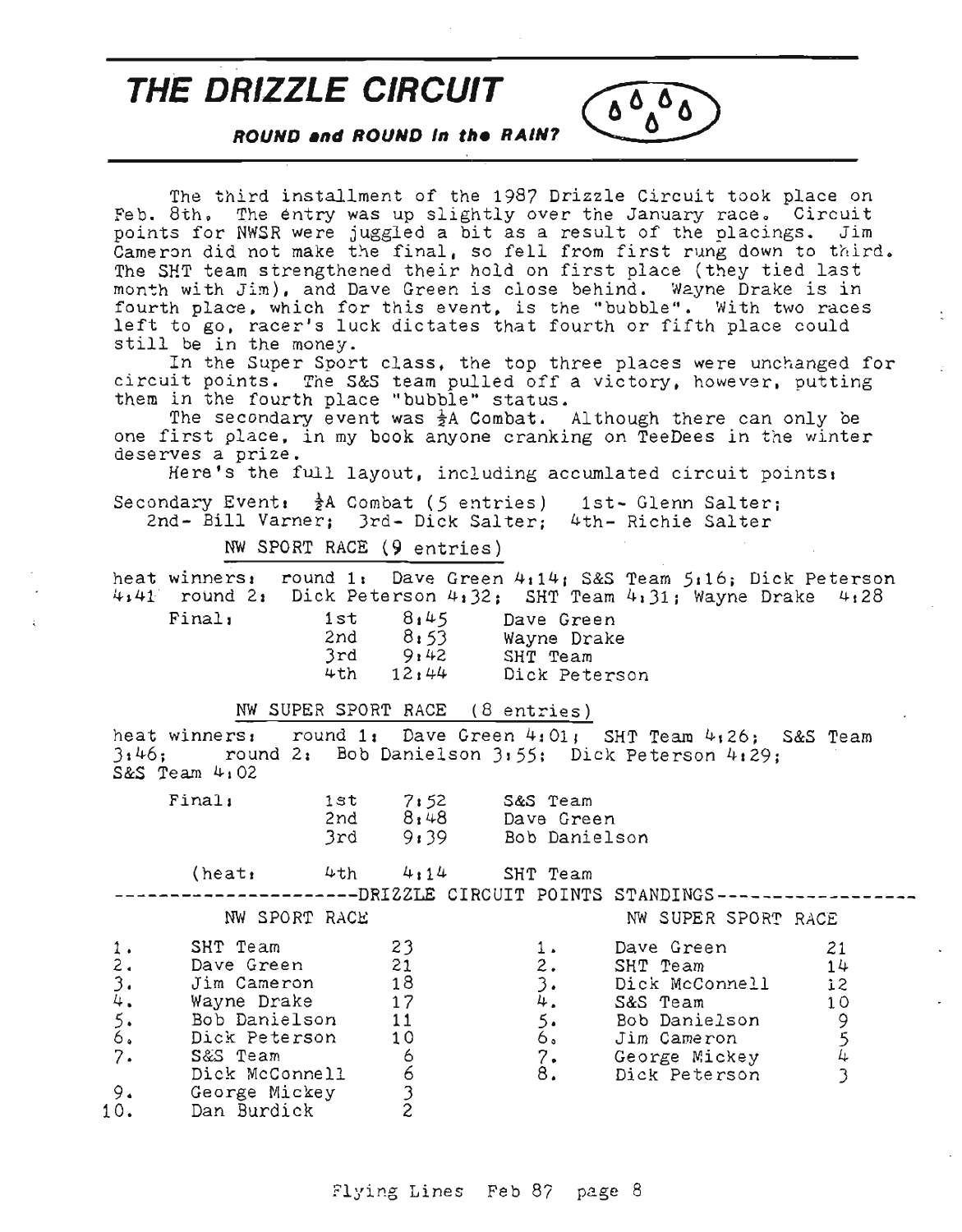# THE DRIZZLE CIRCUIT

***ROUND and ROUND in the RAIN?***

The third installment of the 1987 Drizzle Circuit took place on Feb. 8th. The entry was up slightly over the January race. Circuit points for NWSR were juggled a bit as a result of the placings. Jim Cameron did not make the final, so fell from first rung down to third. The SHT team strengthened their hold on first place (they tied last month with Jim), and Dave Green is close behind. Wayne Drake is in fourth place, which for this event, is the "bubble". With two races left to go, racer's luck dictates that fourth or fifth place could still be in the money.

In the Super Sport class, the top three places were unchanged for circuit points. The S&S team pulled off a victory, however, putting them in the fourth place "bubble" status.

The secondary event was ½A Combat. Although there can only be one first place, in my book anyone cranking on TeeDees in the winter deserves a prize.

Here's the full layout, including accumlated circuit points:

Secondary Event: ½A Combat (5 entries) 1st- Glenn Salter; 2nd- Bill Varner; 3rd- Dick Salter; 4th- Richie Salter

## NW SPORT RACE (9 entries)

heat winners: round 1: Dave Green 4:14; S&S Team 5:16; Dick Peterson 4:41 round 2: Dick Peterson 4:32; SHT Team 4:31; Wayne Drake 4:28

| Final: | | | |
|---|---|---|---|
| | 1st | 8:45 | Dave Green |
| | 2nd | 8:53 | Wayne Drake |
| | 3rd | 9:42 | SHT Team |
| | 4th | 12:44 | Dick Peterson |

## NW SUPER SPORT RACE (8 entries)

heat winners: round 1: Dave Green 4:01; SHT Team 4:26; S&S Team 3:46; round 2: Bob Danielson 3:55; Dick Peterson 4:29; S&S Team 4:02

| Final: | | | |
|---|---|---|---|
| | 1st | 7:52 | S&S Team |
| | 2nd | 8:48 | Dave Green |
| | 3rd | 9:39 | Bob Danielson |
| (heat: | 4th | 4:14 | SHT Team |

## DRIZZLE CIRCUIT POINTS STANDINGS

**NW SPORT RACE**

| | | |
|---|---|---|
| 1. | SHT Team | 23 |
| 2. | Dave Green | 21 |
| 3. | Jim Cameron | 18 |
| 4. | Wayne Drake | 17 |
| 5. | Bob Danielson | 11 |
| 6. | Dick Peterson | 10 |
| 7. | S&S Team | 6 |
| | Dick McConnell | 6 |
| 9. | George Mickey | 3 |
| 10. | Dan Burdick | 2 |

**NW SUPER SPORT RACE**

| | | |
|---|---|---|
| 1. | Dave Green | 21 |
| 2. | SHT Team | 14 |
| 3. | Dick McConnell | 12 |
| 4. | S&S Team | 10 |
| 5. | Bob Danielson | 9 |
| 6. | Jim Cameron | 5 |
| 7. | George Mickey | 4 |
| 8. | Dick Peterson | 3 |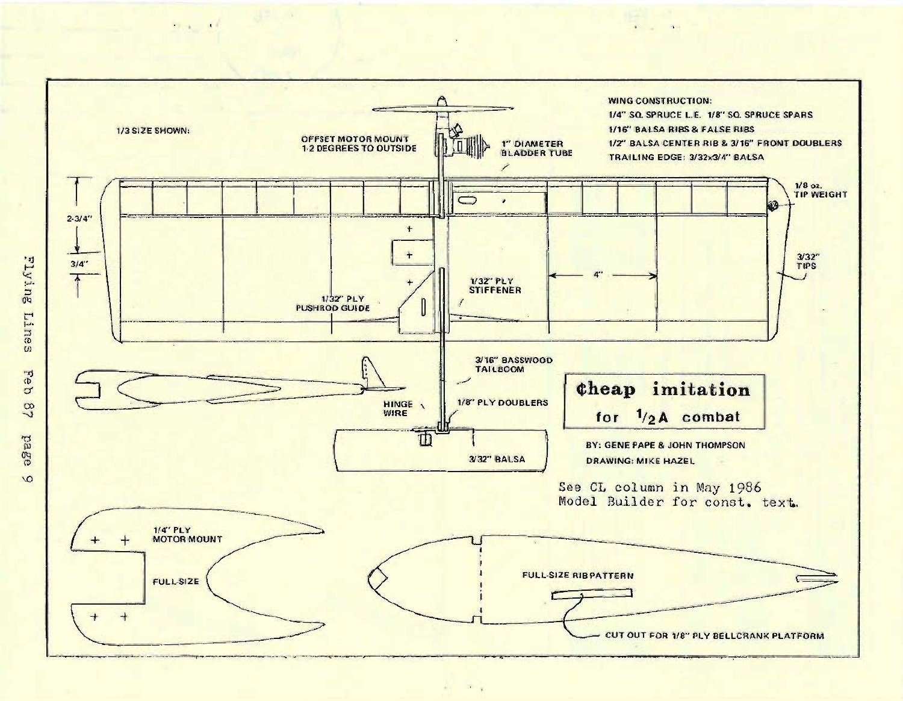# ¢heap imitation for $1/2$A combat

BY: GENE PAPE & JOHN THOMPSON

DRAWING: MIKE HAZEL

See CL column in May 1986 Model Builder for const. text.

1/3 SIZE SHOWN:

OFFSET MOTOR MOUNT 1-2 DEGREES TO OUTSIDE

1" DIAMETER BLADDER TUBE

**WING CONSTRUCTION:**

1/4" SQ. SPRUCE L.E. 1/8" SQ. SPRUCE SPARS

1/16" BALSA RIBS & FALSE RIBS

1/2" BALSA CENTER RIB & 3/16" FRONT DOUBLERS

TRAILING EDGE: 3/32x3/4" BALSA

1/8 oz. TIP WEIGHT

2-3/4"

3/4"

3/32" TIPS

4"

1/32" PLY PUSHROD GUIDE

1/32" PLY STIFFENER

3/16" BASSWOOD TAILBOOM

HINGE WIRE

1/8" PLY DOUBLERS

3/32" BALSA

1/4" PLY MOTOR MOUNT

FULL-SIZE

FULL-SIZE RIB PATTERN

CUT OUT FOR 1/8" PLY BELLCRANK PLATFORM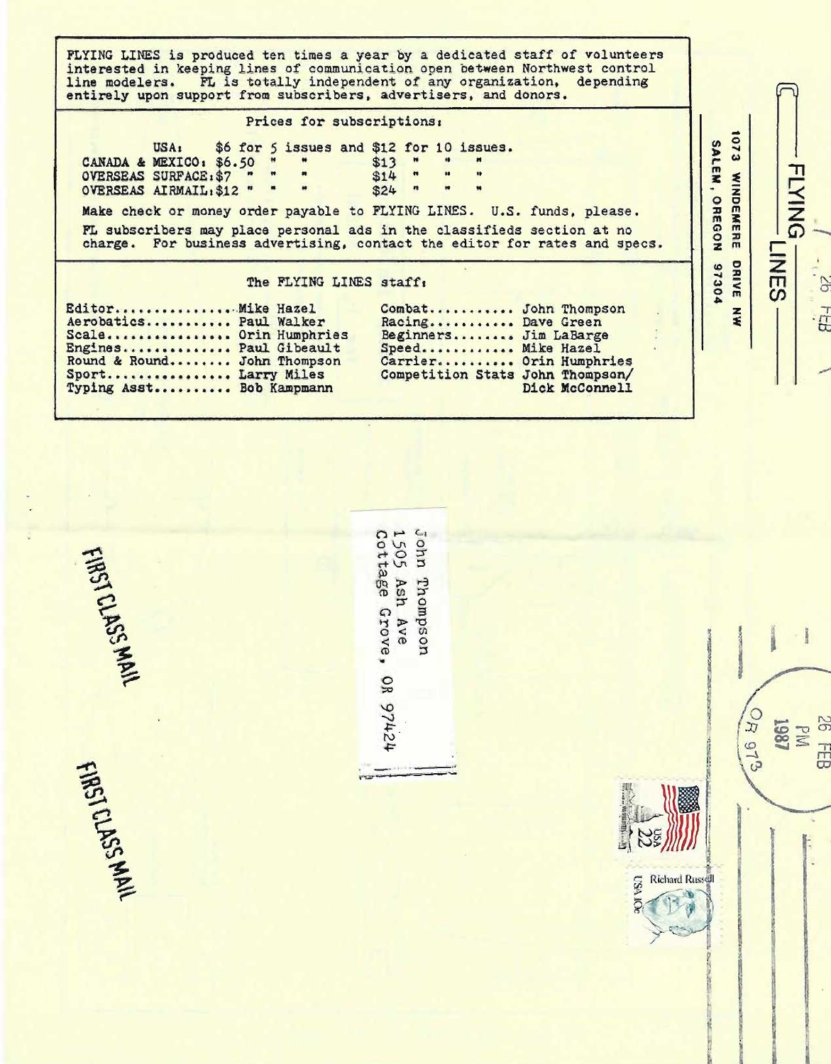FLYING LINES is produced ten times a year by a dedicated staff of volunteers interested in keeping lines of communication open between Northwest control line modelers. FL is totally independent of any organization, depending entirely upon support from subscribers, advertisers, and donors.

Prices for subscriptions:

| | | |
|---|---|---|
| USA: | $6 for 5 issues and | $12 for 10 issues. |
| CANADA & MEXICO: | $6.50 " " " | $13 " " " |
| OVERSEAS SURFACE: | $7 " " " | $14 " " " |
| OVERSEAS AIRMAIL: | $12 " " " | $24 " " " |

Make check or money order payable to FLYING LINES. U.S. funds, please.

FL subscribers may place personal ads in the classifieds section at no charge. For business advertising, contact the editor for rates and specs.

The FLYING LINES staff:

| | | | |
|---|---|---|---|
| Editor | Mike Hazel | Combat | John Thompson |
| Aerobatics | Paul Walker | Racing | Dave Green |
| Scale | Orin Humphries | Beginners | Jim LaBarge |
| Engines | Paul Gibeault | Speed | Mike Hazel |
| Round & Round | John Thompson | Carrier | Orin Humphries |
| Sport | Larry Miles | Competition Stats | John Thompson/ Dick McConnell |
| Typing Asst | Bob Kampmann | | |

FLYING LINES
1073 WINDEMERE DRIVE NW
SALEM, OREGON 97304

26 FEB PM 1987 OR 973

John Thompson
1505 Ash Ave
Cottage Grove, OR 97424

FIRST CLASS MAIL

FIRST CLASS MAIL